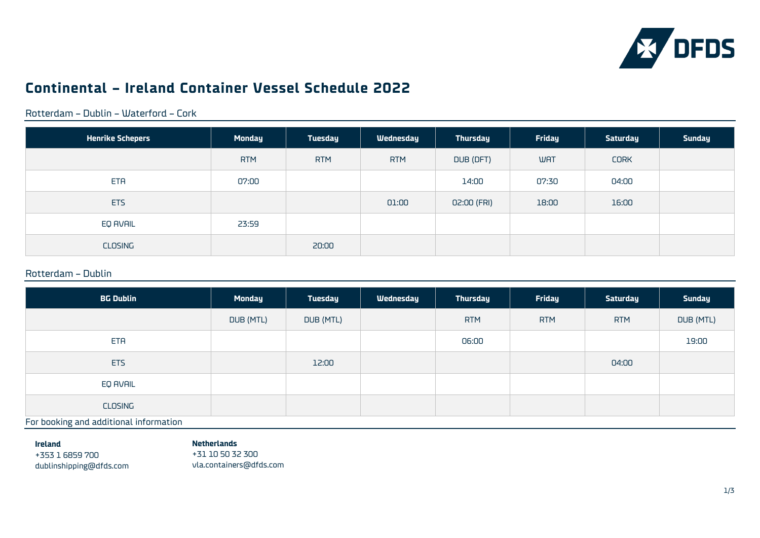DFDS

# Continental – Ireland Container Vessel Schedule 2022

## Rotterdam – Dublin – Waterford – Cork

| Henrike Schepers | Monday | Tuesday | Wednesday | Thursday | Friday | Saturday | Sunday |
|---|---|---|---|---|---|---|---|
| | RTM | RTM | RTM | DUB (DFT) | WAT | CORK | |
| ETA | 07:00 | | | 14:00 | 07:30 | 04:00 | |
| ETS | | | 01:00 | 02:00 (FRI) | 18:00 | 16:00 | |
| EQ AVAIL | 23:59 | | | | | | |
| CLOSING | | 20:00 | | | | | |

## Rotterdam – Dublin

| BG Dublin | Monday | Tuesday | Wednesday | Thursday | Friday | Saturday | Sunday |
|---|---|---|---|---|---|---|---|
| | DUB (MTL) | DUB (MTL) | | RTM | RTM | RTM | DUB (MTL) |
| ETA | | | | 06:00 | | | 19:00 |
| ETS | | 12:00 | | | | 04:00 | |
| EQ AVAIL | | | | | | | |
| CLOSING | | | | | | | |

## For booking and additional information

**Ireland**
+353 1 6859 700
dublinshipping@dfds.com

**Netherlands**
+31 10 50 32 300
vla.containers@dfds.com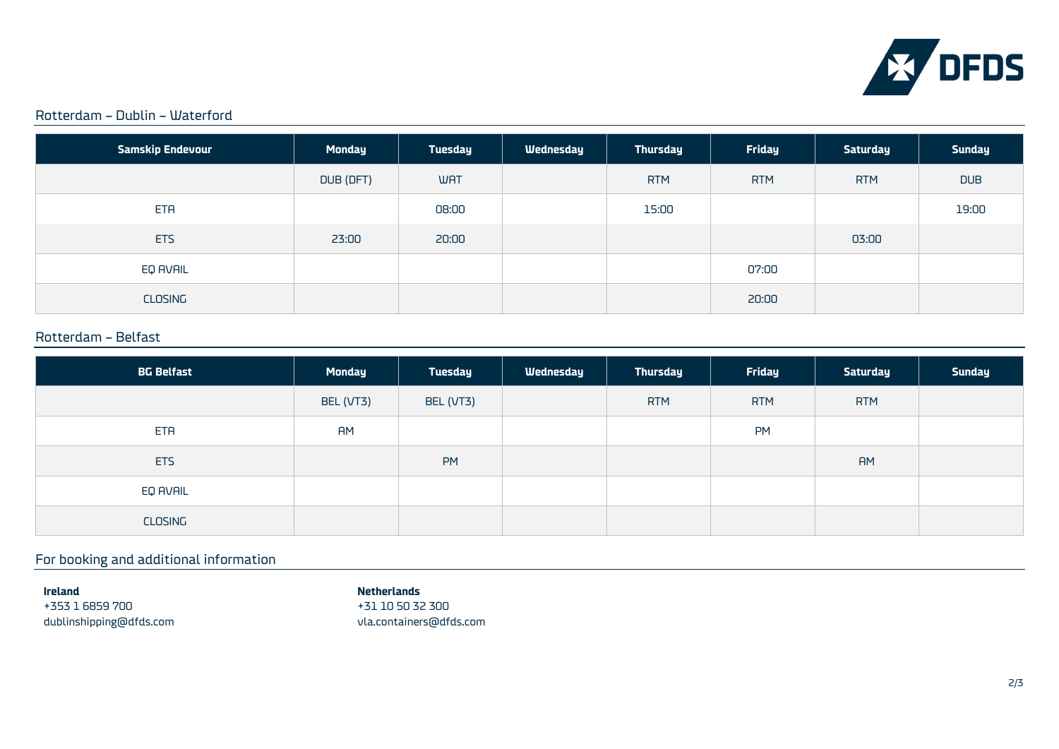## Rotterdam – Dublin – Waterford

| Samskip Endevour | Monday | Tuesday | Wednesday | Thursday | Friday | Saturday | Sunday |
|---|---|---|---|---|---|---|---|
| | DUB (DFT) | WAT | | RTM | RTM | RTM | DUB |
| ETA | | 08:00 | | 15:00 | | | 19:00 |
| ETS | 23:00 | 20:00 | | | | 03:00 | |
| EQ AVAIL | | | | | 07:00 | | |
| CLOSING | | | | | 20:00 | | |

## Rotterdam – Belfast

| BG Belfast | Monday | Tuesday | Wednesday | Thursday | Friday | Saturday | Sunday |
|---|---|---|---|---|---|---|---|
| | BEL (VT3) | BEL (VT3) | | RTM | RTM | RTM | |
| ETA | AM | | | | PM | | |
| ETS | | PM | | | | AM | |
| EQ AVAIL | | | | | | | |
| CLOSING | | | | | | | |

## For booking and additional information

**Ireland**
+353 1 6859 700
dublinshipping@dfds.com

**Netherlands**
+31 10 50 32 300
vla.containers@dfds.com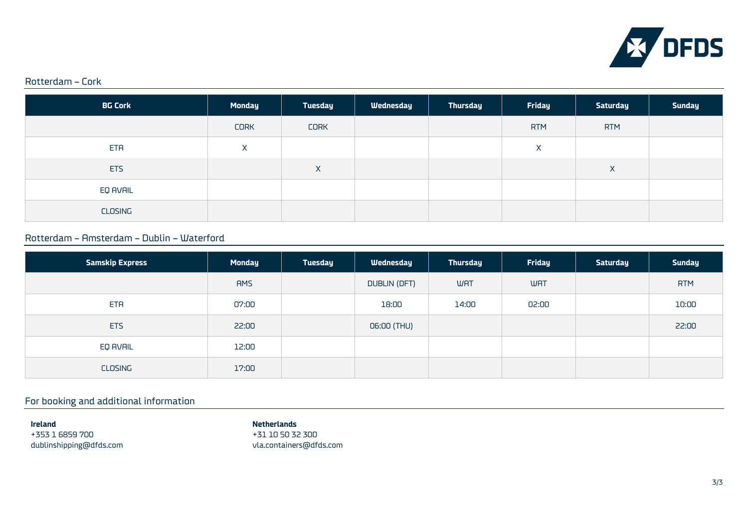DFDS

## Rotterdam – Cork

| BG Cork | Monday | Tuesday | Wednesday | Thursday | Friday | Saturday | Sunday |
|---|---|---|---|---|---|---|---|
| | CORK | CORK | | | RTM | RTM | |
| ETA | X | | | | X | | |
| ETS | | X | | | | X | |
| EQ AVAIL | | | | | | | |
| CLOSING | | | | | | | |

## Rotterdam – Amsterdam – Dublin – Waterford

| Samskip Express | Monday | Tuesday | Wednesday | Thursday | Friday | Saturday | Sunday |
|---|---|---|---|---|---|---|---|
| | AMS | | DUBLIN (DFT) | WAT | WAT | | RTM |
| ETA | 07:00 | | 18:00 | 14:00 | 02:00 | | 10:00 |
| ETS | 22:00 | | 06:00 (THU) | | | | 22:00 |
| EQ AVAIL | 12:00 | | | | | | |
| CLOSING | 17:00 | | | | | | |

## For booking and additional information

**Ireland**
+353 1 6859 700
dublinshipping@dfds.com

**Netherlands**
+31 10 50 32 300
vla.containers@dfds.com